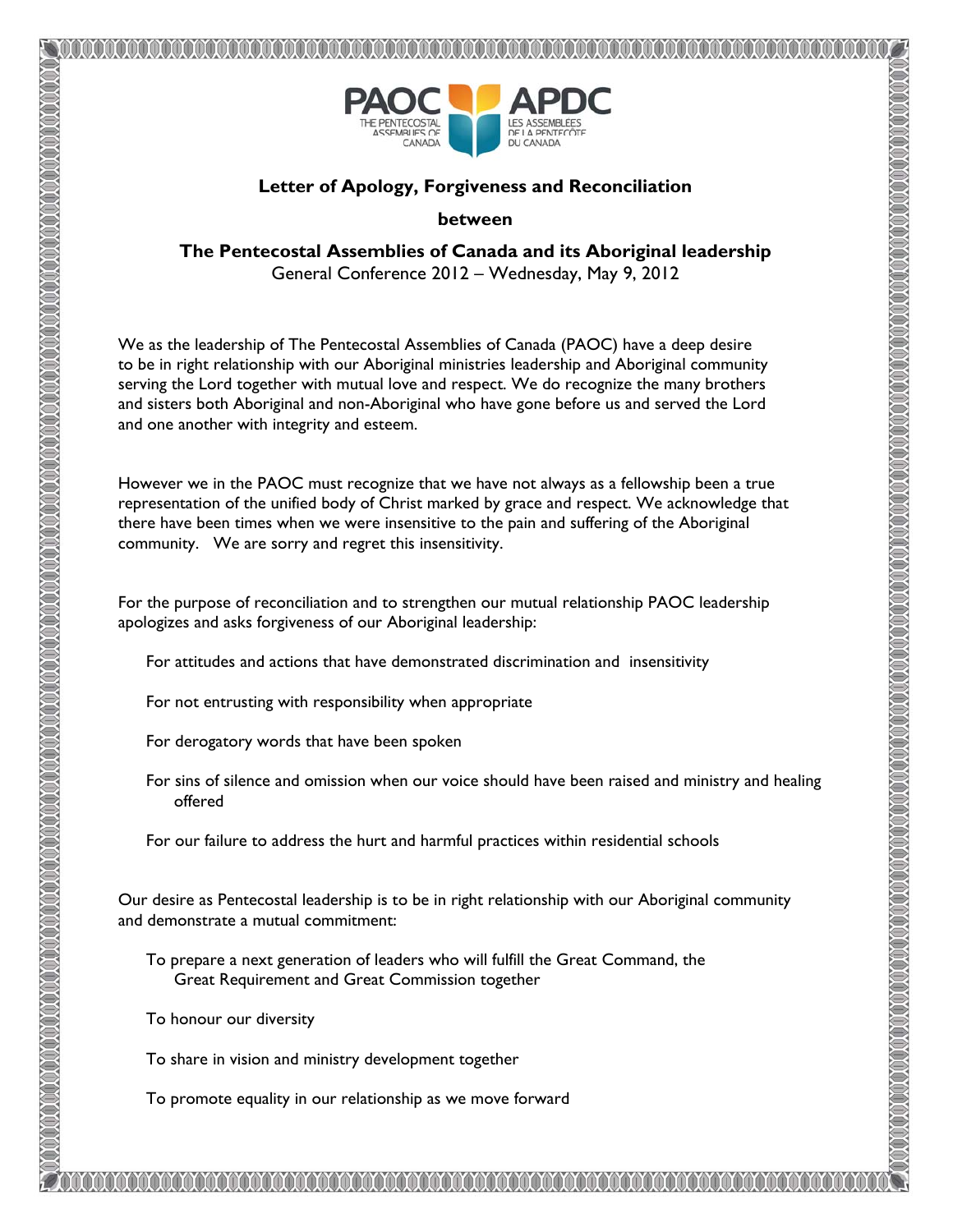PAOC APDC
THE PENTECOSTAL ASSEMBLIES OF CANADA
LES ASSEMBLÉES DE LA PENTECÔTE DU CANADA

# Letter of Apology, Forgiveness and Reconciliation

**between**

## The Pentecostal Assemblies of Canada and its Aboriginal leadership

General Conference 2012 – Wednesday, May 9, 2012

We as the leadership of The Pentecostal Assemblies of Canada (PAOC) have a deep desire to be in right relationship with our Aboriginal ministries leadership and Aboriginal community serving the Lord together with mutual love and respect. We do recognize the many brothers and sisters both Aboriginal and non-Aboriginal who have gone before us and served the Lord and one another with integrity and esteem.

However we in the PAOC must recognize that we have not always as a fellowship been a true representation of the unified body of Christ marked by grace and respect. We acknowledge that there have been times when we were insensitive to the pain and suffering of the Aboriginal community. We are sorry and regret this insensitivity.

For the purpose of reconciliation and to strengthen our mutual relationship PAOC leadership apologizes and asks forgiveness of our Aboriginal leadership:

For attitudes and actions that have demonstrated discrimination and insensitivity

For not entrusting with responsibility when appropriate

For derogatory words that have been spoken

For sins of silence and omission when our voice should have been raised and ministry and healing offered

For our failure to address the hurt and harmful practices within residential schools

Our desire as Pentecostal leadership is to be in right relationship with our Aboriginal community and demonstrate a mutual commitment:

To prepare a next generation of leaders who will fulfill the Great Command, the Great Requirement and Great Commission together

To honour our diversity

To share in vision and ministry development together

To promote equality in our relationship as we move forward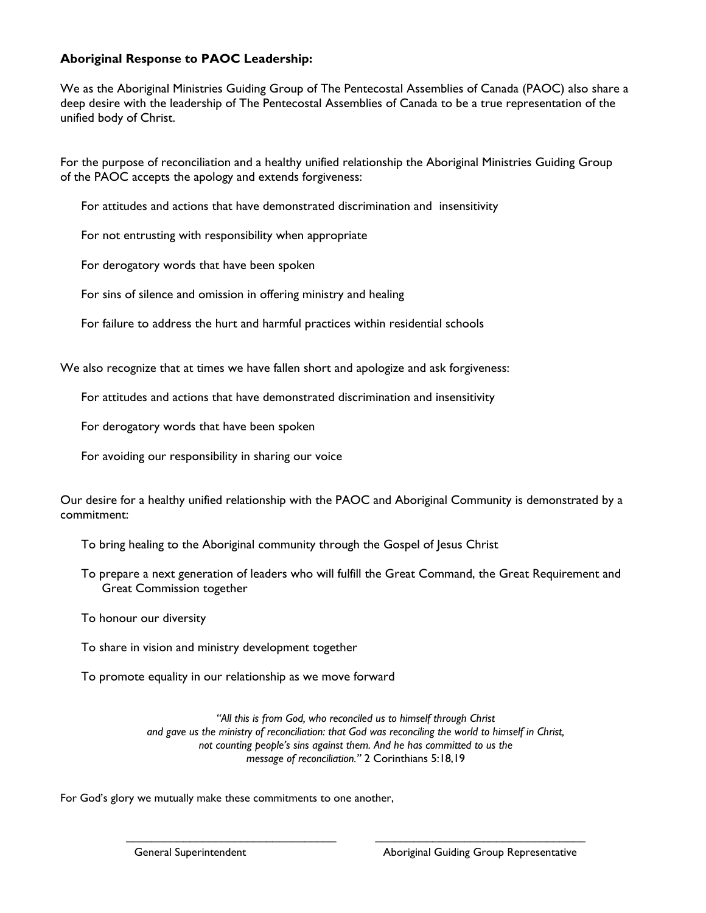**Aboriginal Response to PAOC Leadership:**

We as the Aboriginal Ministries Guiding Group of The Pentecostal Assemblies of Canada (PAOC) also share a deep desire with the leadership of The Pentecostal Assemblies of Canada to be a true representation of the unified body of Christ.

For the purpose of reconciliation and a healthy unified relationship the Aboriginal Ministries Guiding Group of the PAOC accepts the apology and extends forgiveness:

- For attitudes and actions that have demonstrated discrimination and insensitivity
- For not entrusting with responsibility when appropriate
- For derogatory words that have been spoken
- For sins of silence and omission in offering ministry and healing
- For failure to address the hurt and harmful practices within residential schools

We also recognize that at times we have fallen short and apologize and ask forgiveness:

- For attitudes and actions that have demonstrated discrimination and insensitivity
- For derogatory words that have been spoken
- For avoiding our responsibility in sharing our voice

Our desire for a healthy unified relationship with the PAOC and Aboriginal Community is demonstrated by a commitment:

- To bring healing to the Aboriginal community through the Gospel of Jesus Christ
- To prepare a next generation of leaders who will fulfill the Great Command, the Great Requirement and Great Commission together
- To honour our diversity
- To share in vision and ministry development together
- To promote equality in our relationship as we move forward

*"All this is from God, who reconciled us to himself through Christ and gave us the ministry of reconciliation: that God was reconciling the world to himself in Christ, not counting people's sins against them. And he has committed to us the message of reconciliation."* 2 Corinthians 5:18,19

For God's glory we mutually make these commitments to one another,

\_\_\_\_\_\_\_\_\_\_\_\_\_\_\_\_\_\_\_\_\_\_\_\_\_\_\_\_\_\_\_\_\_\_\_\_
General Superintendent

\_\_\_\_\_\_\_\_\_\_\_\_\_\_\_\_\_\_\_\_\_\_\_\_\_\_\_\_\_\_\_\_\_\_\_\_
Aboriginal Guiding Group Representative